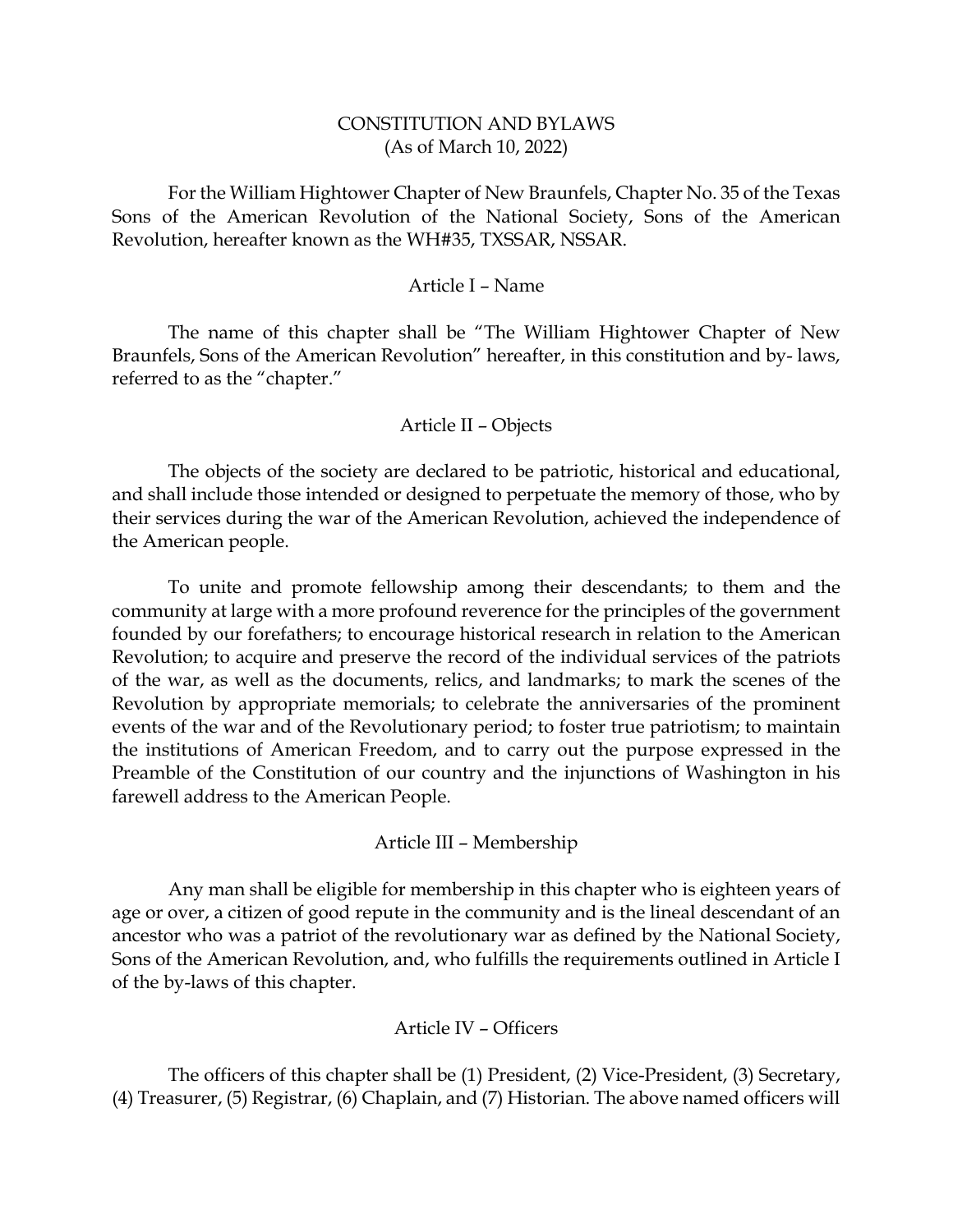# CONSTITUTION AND BYLAWS
(As of March 10, 2022)

For the William Hightower Chapter of New Braunfels, Chapter No. 35 of the Texas Sons of the American Revolution of the National Society, Sons of the American Revolution, hereafter known as the WH#35, TXSSAR, NSSAR.

## Article I – Name

The name of this chapter shall be "The William Hightower Chapter of New Braunfels, Sons of the American Revolution" hereafter, in this constitution and by- laws, referred to as the "chapter."

## Article II – Objects

The objects of the society are declared to be patriotic, historical and educational, and shall include those intended or designed to perpetuate the memory of those, who by their services during the war of the American Revolution, achieved the independence of the American people.

To unite and promote fellowship among their descendants; to them and the community at large with a more profound reverence for the principles of the government founded by our forefathers; to encourage historical research in relation to the American Revolution; to acquire and preserve the record of the individual services of the patriots of the war, as well as the documents, relics, and landmarks; to mark the scenes of the Revolution by appropriate memorials; to celebrate the anniversaries of the prominent events of the war and of the Revolutionary period; to foster true patriotism; to maintain the institutions of American Freedom, and to carry out the purpose expressed in the Preamble of the Constitution of our country and the injunctions of Washington in his farewell address to the American People.

## Article III – Membership

Any man shall be eligible for membership in this chapter who is eighteen years of age or over, a citizen of good repute in the community and is the lineal descendant of an ancestor who was a patriot of the revolutionary war as defined by the National Society, Sons of the American Revolution, and, who fulfills the requirements outlined in Article I of the by-laws of this chapter.

## Article IV – Officers

The officers of this chapter shall be (1) President, (2) Vice-President, (3) Secretary, (4) Treasurer, (5) Registrar, (6) Chaplain, and (7) Historian. The above named officers will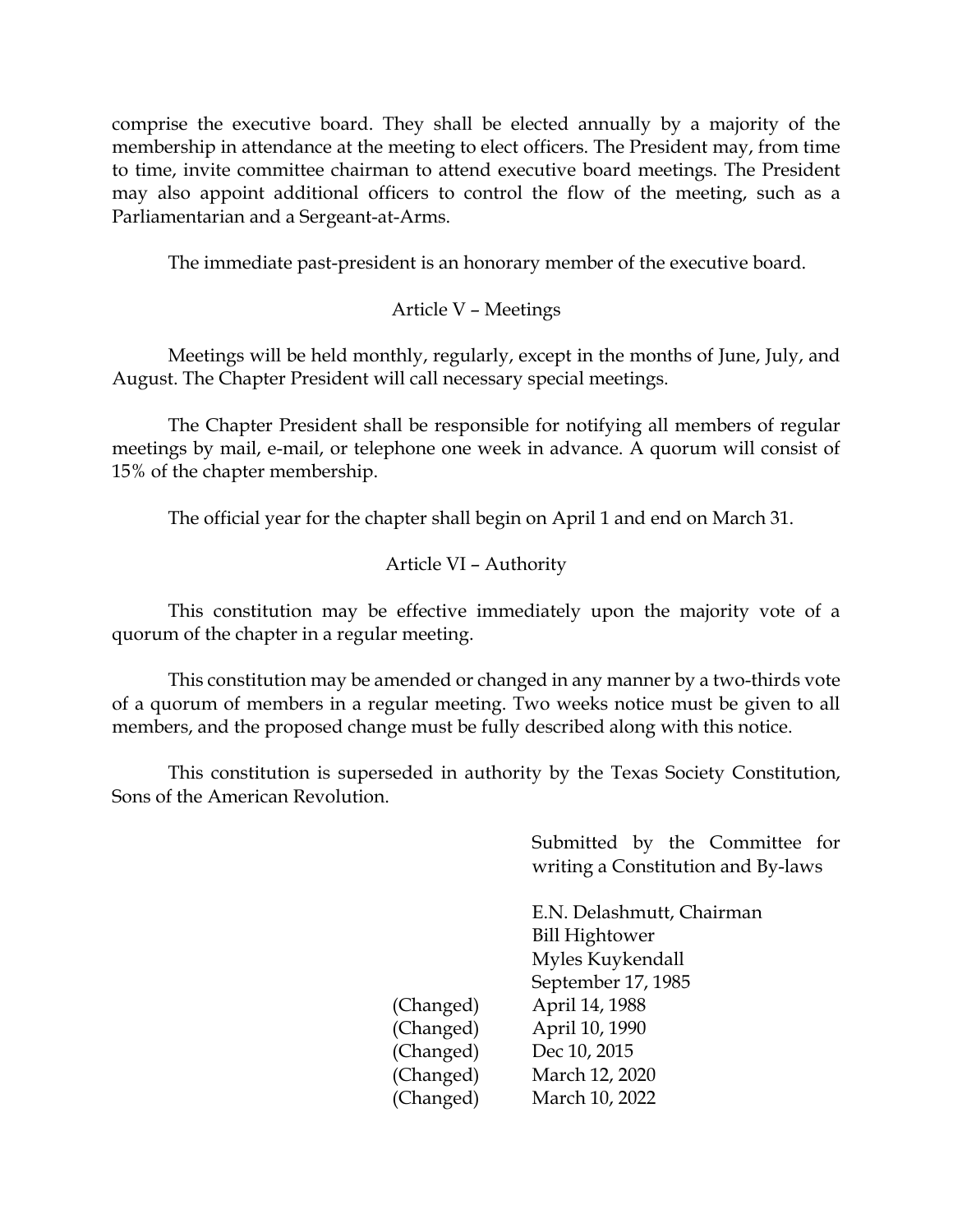comprise the executive board. They shall be elected annually by a majority of the membership in attendance at the meeting to elect officers. The President may, from time to time, invite committee chairman to attend executive board meetings. The President may also appoint additional officers to control the flow of the meeting, such as a Parliamentarian and a Sergeant-at-Arms.

The immediate past-president is an honorary member of the executive board.

## Article V – Meetings

Meetings will be held monthly, regularly, except in the months of June, July, and August. The Chapter President will call necessary special meetings.

The Chapter President shall be responsible for notifying all members of regular meetings by mail, e-mail, or telephone one week in advance. A quorum will consist of 15% of the chapter membership.

The official year for the chapter shall begin on April 1 and end on March 31.

## Article VI – Authority

This constitution may be effective immediately upon the majority vote of a quorum of the chapter in a regular meeting.

This constitution may be amended or changed in any manner by a two-thirds vote of a quorum of members in a regular meeting. Two weeks notice must be given to all members, and the proposed change must be fully described along with this notice.

This constitution is superseded in authority by the Texas Society Constitution, Sons of the American Revolution.

Submitted by the Committee for writing a Constitution and By-laws

E.N. Delashmutt, Chairman
Bill Hightower
Myles Kuykendall
September 17, 1985
(Changed) April 14, 1988
(Changed) April 10, 1990
(Changed) Dec 10, 2015
(Changed) March 12, 2020
(Changed) March 10, 2022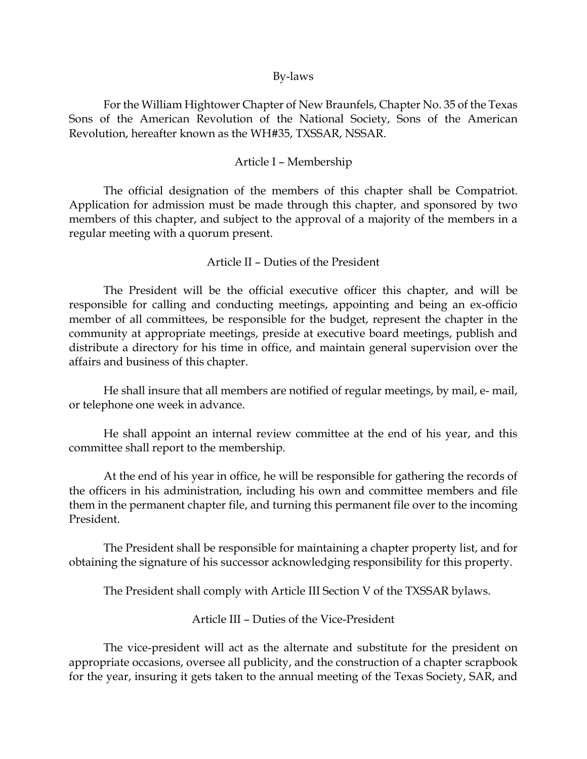# By-laws

For the William Hightower Chapter of New Braunfels, Chapter No. 35 of the Texas Sons of the American Revolution of the National Society, Sons of the American Revolution, hereafter known as the WH#35, TXSSAR, NSSAR.

## Article I – Membership

The official designation of the members of this chapter shall be Compatriot. Application for admission must be made through this chapter, and sponsored by two members of this chapter, and subject to the approval of a majority of the members in a regular meeting with a quorum present.

## Article II – Duties of the President

The President will be the official executive officer this chapter, and will be responsible for calling and conducting meetings, appointing and being an ex-officio member of all committees, be responsible for the budget, represent the chapter in the community at appropriate meetings, preside at executive board meetings, publish and distribute a directory for his time in office, and maintain general supervision over the affairs and business of this chapter.

He shall insure that all members are notified of regular meetings, by mail, e- mail, or telephone one week in advance.

He shall appoint an internal review committee at the end of his year, and this committee shall report to the membership.

At the end of his year in office, he will be responsible for gathering the records of the officers in his administration, including his own and committee members and file them in the permanent chapter file, and turning this permanent file over to the incoming President.

The President shall be responsible for maintaining a chapter property list, and for obtaining the signature of his successor acknowledging responsibility for this property.

The President shall comply with Article III Section V of the TXSSAR bylaws.

## Article III – Duties of the Vice-President

The vice-president will act as the alternate and substitute for the president on appropriate occasions, oversee all publicity, and the construction of a chapter scrapbook for the year, insuring it gets taken to the annual meeting of the Texas Society, SAR, and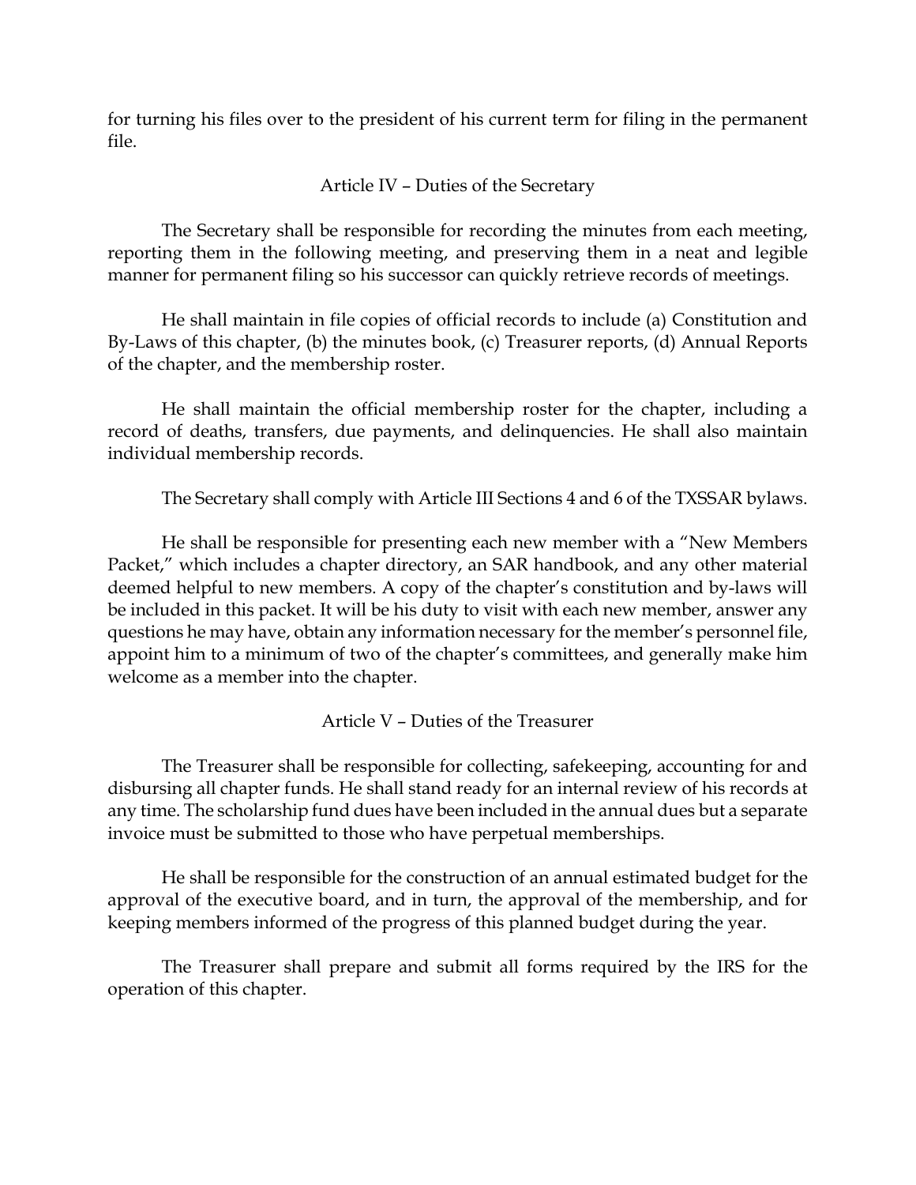for turning his files over to the president of his current term for filing in the permanent file.

## Article IV – Duties of the Secretary

The Secretary shall be responsible for recording the minutes from each meeting, reporting them in the following meeting, and preserving them in a neat and legible manner for permanent filing so his successor can quickly retrieve records of meetings.

He shall maintain in file copies of official records to include (a) Constitution and By-Laws of this chapter, (b) the minutes book, (c) Treasurer reports, (d) Annual Reports of the chapter, and the membership roster.

He shall maintain the official membership roster for the chapter, including a record of deaths, transfers, due payments, and delinquencies. He shall also maintain individual membership records.

The Secretary shall comply with Article III Sections 4 and 6 of the TXSSAR bylaws.

He shall be responsible for presenting each new member with a "New Members Packet," which includes a chapter directory, an SAR handbook, and any other material deemed helpful to new members. A copy of the chapter's constitution and by-laws will be included in this packet. It will be his duty to visit with each new member, answer any questions he may have, obtain any information necessary for the member's personnel file, appoint him to a minimum of two of the chapter's committees, and generally make him welcome as a member into the chapter.

## Article V – Duties of the Treasurer

The Treasurer shall be responsible for collecting, safekeeping, accounting for and disbursing all chapter funds. He shall stand ready for an internal review of his records at any time. The scholarship fund dues have been included in the annual dues but a separate invoice must be submitted to those who have perpetual memberships.

He shall be responsible for the construction of an annual estimated budget for the approval of the executive board, and in turn, the approval of the membership, and for keeping members informed of the progress of this planned budget during the year.

The Treasurer shall prepare and submit all forms required by the IRS for the operation of this chapter.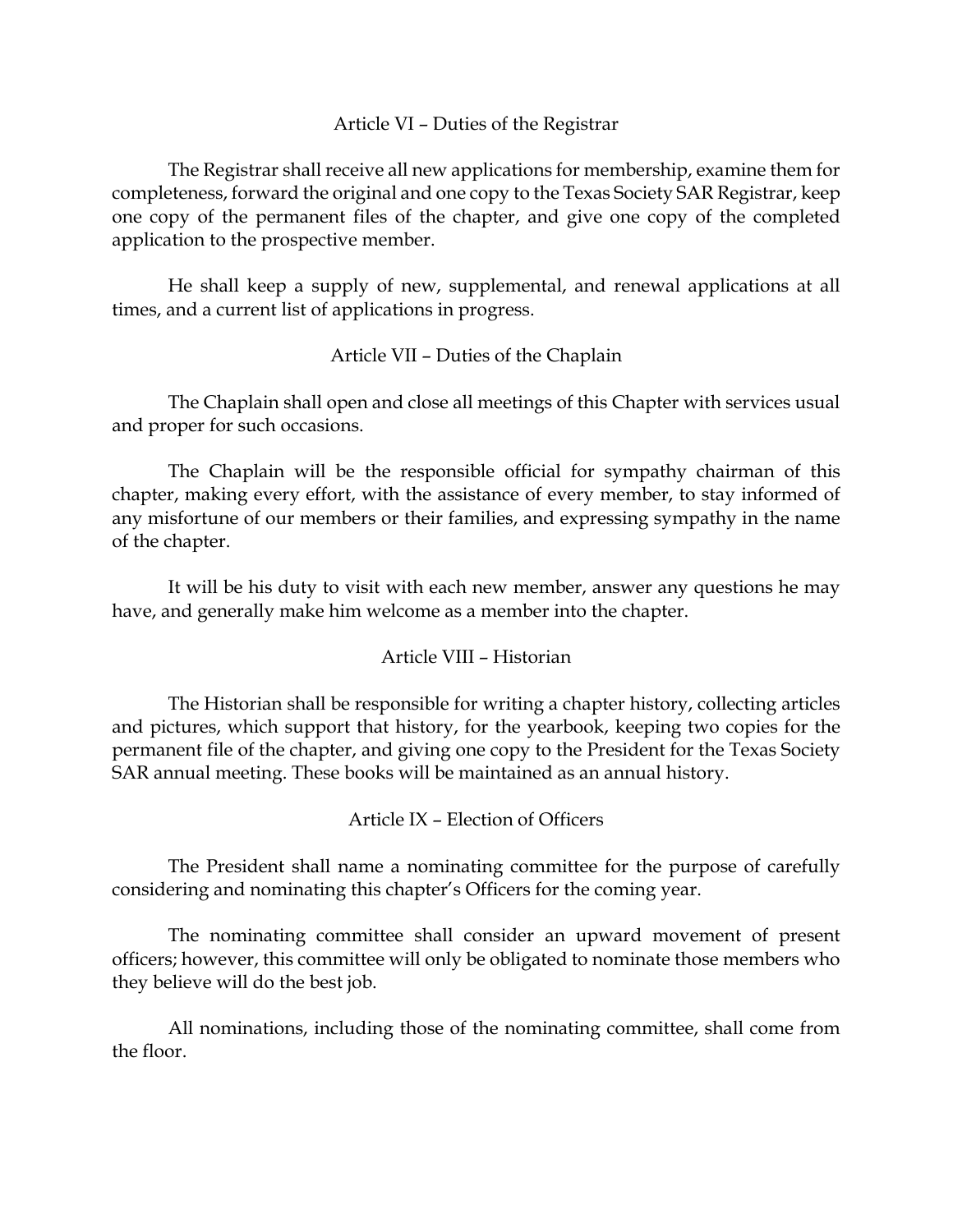## Article VI – Duties of the Registrar

The Registrar shall receive all new applications for membership, examine them for completeness, forward the original and one copy to the Texas Society SAR Registrar, keep one copy of the permanent files of the chapter, and give one copy of the completed application to the prospective member.

He shall keep a supply of new, supplemental, and renewal applications at all times, and a current list of applications in progress.

## Article VII – Duties of the Chaplain

The Chaplain shall open and close all meetings of this Chapter with services usual and proper for such occasions.

The Chaplain will be the responsible official for sympathy chairman of this chapter, making every effort, with the assistance of every member, to stay informed of any misfortune of our members or their families, and expressing sympathy in the name of the chapter.

It will be his duty to visit with each new member, answer any questions he may have, and generally make him welcome as a member into the chapter.

## Article VIII – Historian

The Historian shall be responsible for writing a chapter history, collecting articles and pictures, which support that history, for the yearbook, keeping two copies for the permanent file of the chapter, and giving one copy to the President for the Texas Society SAR annual meeting. These books will be maintained as an annual history.

## Article IX – Election of Officers

The President shall name a nominating committee for the purpose of carefully considering and nominating this chapter's Officers for the coming year.

The nominating committee shall consider an upward movement of present officers; however, this committee will only be obligated to nominate those members who they believe will do the best job.

All nominations, including those of the nominating committee, shall come from the floor.